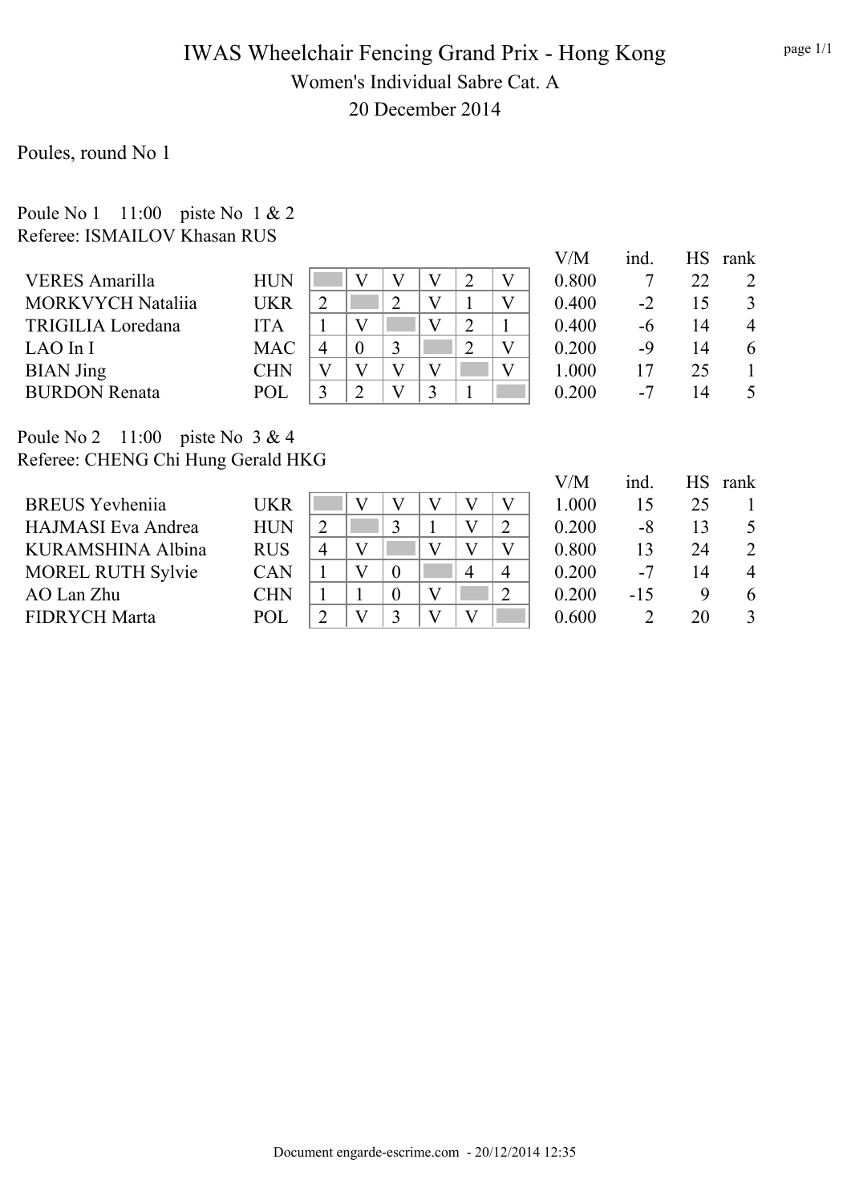# IWAS Wheelchair Fencing Grand Prix - Hong Kong

## Women's Individual Sabre Cat. A

### 20 December 2014

Poules, round No 1

Poule No 1    11:00    piste No  1 & 2
Referee: ISMAILOV Khasan RUS

| Name | Nation | 1 | 2 | 3 | 4 | 5 | 6 | V/M | ind. | HS | rank |
|---|---|---|---|---|---|---|---|---|---|---|---|
| VERES Amarilla | HUN | | V | V | V | 2 | V | 0.800 | 7 | 22 | 2 |
| MORKVYCH Nataliia | UKR | 2 | | 2 | V | 1 | V | 0.400 | -2 | 15 | 3 |
| TRIGILIA Loredana | ITA | 1 | V | | V | 2 | 1 | 0.400 | -6 | 14 | 4 |
| LAO In I | MAC | 4 | 0 | 3 | | 2 | V | 0.200 | -9 | 14 | 6 |
| BIAN Jing | CHN | V | V | V | V | | V | 1.000 | 17 | 25 | 1 |
| BURDON Renata | POL | 3 | 2 | V | 3 | 1 | | 0.200 | -7 | 14 | 5 |

Poule No 2    11:00    piste No  3 & 4
Referee: CHENG Chi Hung Gerald HKG

| Name | Nation | 1 | 2 | 3 | 4 | 5 | 6 | V/M | ind. | HS | rank |
|---|---|---|---|---|---|---|---|---|---|---|---|
| BREUS Yevheniia | UKR | | V | V | V | V | V | 1.000 | 15 | 25 | 1 |
| HAJMASI Eva Andrea | HUN | 2 | | 3 | 1 | V | 2 | 0.200 | -8 | 13 | 5 |
| KURAMSHINA Albina | RUS | 4 | V | | V | V | V | 0.800 | 13 | 24 | 2 |
| MOREL RUTH Sylvie | CAN | 1 | V | 0 | | 4 | 4 | 0.200 | -7 | 14 | 4 |
| AO Lan Zhu | CHN | 1 | 1 | 0 | V | | 2 | 0.200 | -15 | 9 | 6 |
| FIDRYCH Marta | POL | 2 | V | 3 | V | V | | 0.600 | 2 | 20 | 3 |

Document engarde-escrime.com - 20/12/2014 12:35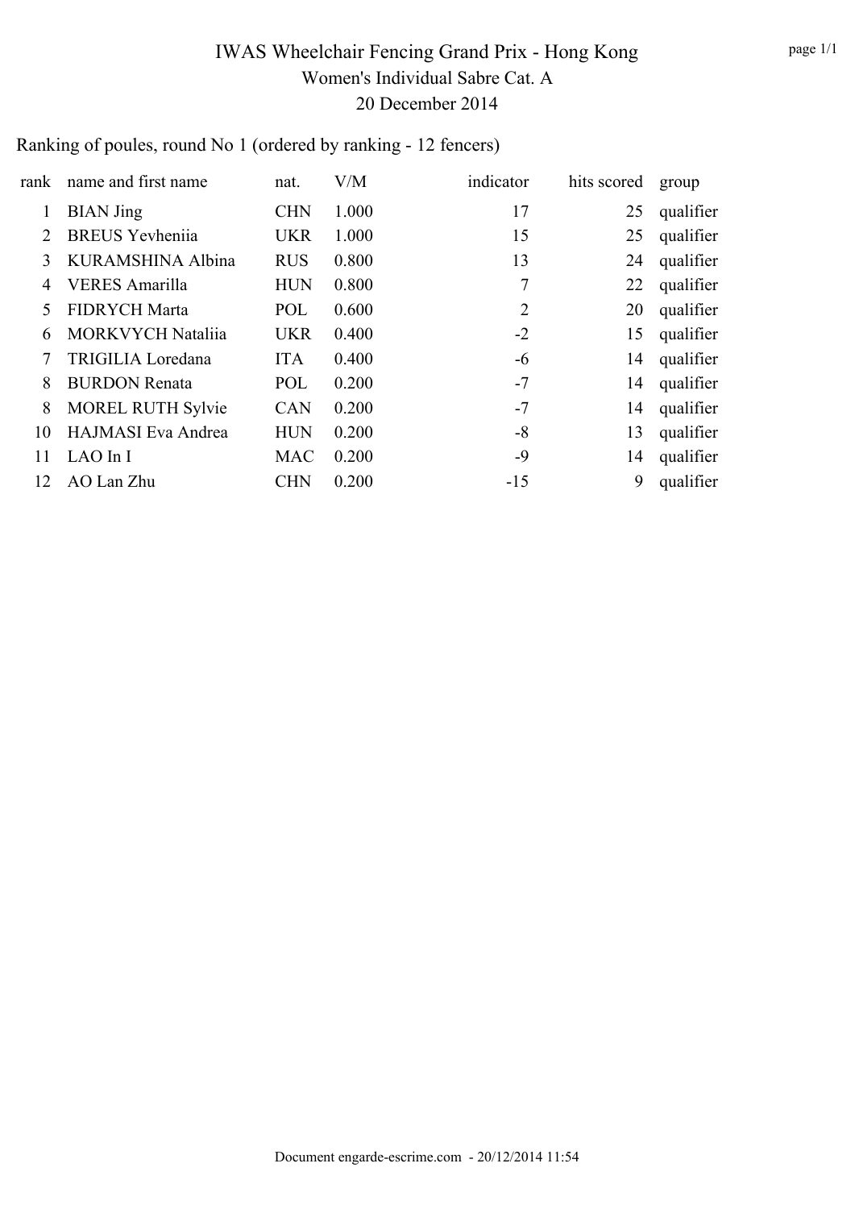# IWAS Wheelchair Fencing Grand Prix - Hong Kong

## Women's Individual Sabre Cat. A

### 20 December 2014

Ranking of poules, round No 1 (ordered by ranking - 12 fencers)

| rank | name and first name | nat. | V/M | indicator | hits scored | group |
|---|---|---|---|---|---|---|
| 1 | BIAN Jing | CHN | 1.000 | 17 | 25 | qualifier |
| 2 | BREUS Yevheniia | UKR | 1.000 | 15 | 25 | qualifier |
| 3 | KURAMSHINA Albina | RUS | 0.800 | 13 | 24 | qualifier |
| 4 | VERES Amarilla | HUN | 0.800 | 7 | 22 | qualifier |
| 5 | FIDRYCH Marta | POL | 0.600 | 2 | 20 | qualifier |
| 6 | MORKVYCH Nataliia | UKR | 0.400 | -2 | 15 | qualifier |
| 7 | TRIGILIA Loredana | ITA | 0.400 | -6 | 14 | qualifier |
| 8 | BURDON Renata | POL | 0.200 | -7 | 14 | qualifier |
| 8 | MOREL RUTH Sylvie | CAN | 0.200 | -7 | 14 | qualifier |
| 10 | HAJMASI Eva Andrea | HUN | 0.200 | -8 | 13 | qualifier |
| 11 | LAO In I | MAC | 0.200 | -9 | 14 | qualifier |
| 12 | AO Lan Zhu | CHN | 0.200 | -15 | 9 | qualifier |

Document engarde-escrime.com - 20/12/2014 11:54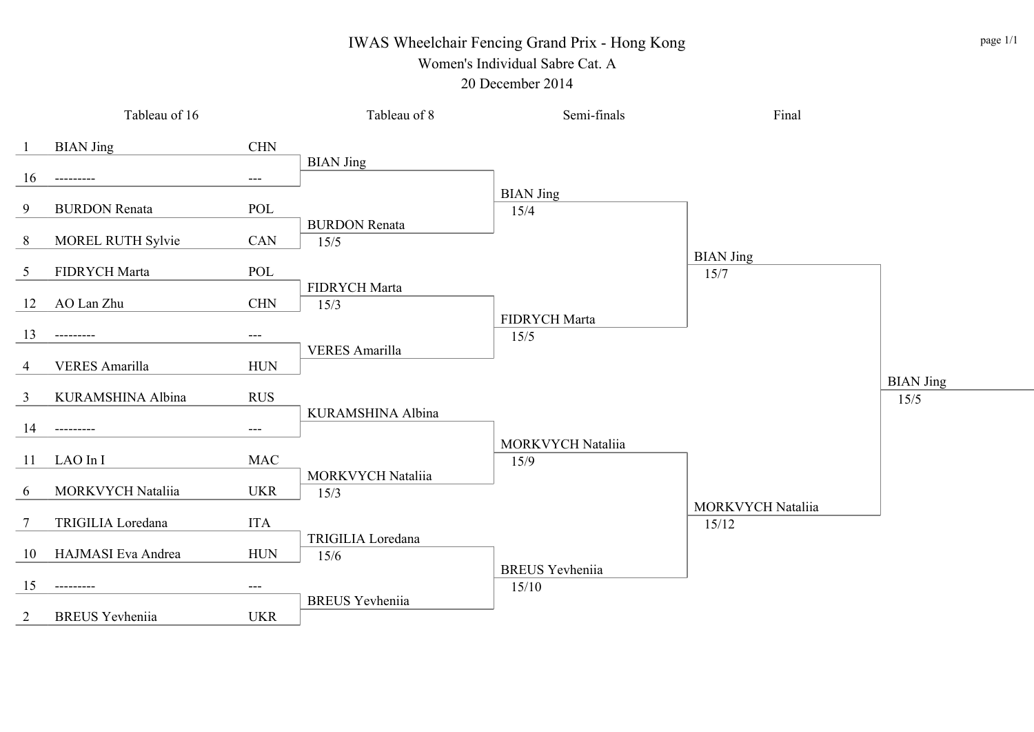# IWAS Wheelchair Fencing Grand Prix - Hong Kong

## Women's Individual Sabre Cat. A

### 20 December 2014

| Tableau of 16 | | | Tableau of 8 | Semi-finals | Final | |
|---|---|---|---|---|---|---|
| 1 | BIAN Jing | CHN | BIAN Jing | BIAN Jing 15/4 | BIAN Jing 15/7 | BIAN Jing 15/5 |
| 16 | --------- | --- | | | | |
| 9 | BURDON Renata | POL | BURDON Renata 15/5 | | | |
| 8 | MOREL RUTH Sylvie | CAN | | | | |
| 5 | FIDRYCH Marta | POL | FIDRYCH Marta 15/3 | FIDRYCH Marta 15/5 | | |
| 12 | AO Lan Zhu | CHN | | | | |
| 13 | --------- | --- | VERES Amarilla | | | |
| 4 | VERES Amarilla | HUN | | | | |
| 3 | KURAMSHINA Albina | RUS | KURAMSHINA Albina | MORKVYCH Nataliia 15/9 | MORKVYCH Nataliia 15/12 | |
| 14 | --------- | --- | | | | |
| 11 | LAO In I | MAC | MORKVYCH Nataliia 15/3 | | | |
| 6 | MORKVYCH Nataliia | UKR | | | | |
| 7 | TRIGILIA Loredana | ITA | TRIGILIA Loredana 15/6 | BREUS Yevheniia 15/10 | | |
| 10 | HAJMASI Eva Andrea | HUN | | | | |
| 15 | --------- | --- | BREUS Yevheniia | | | |
| 2 | BREUS Yevheniia | UKR | | | | |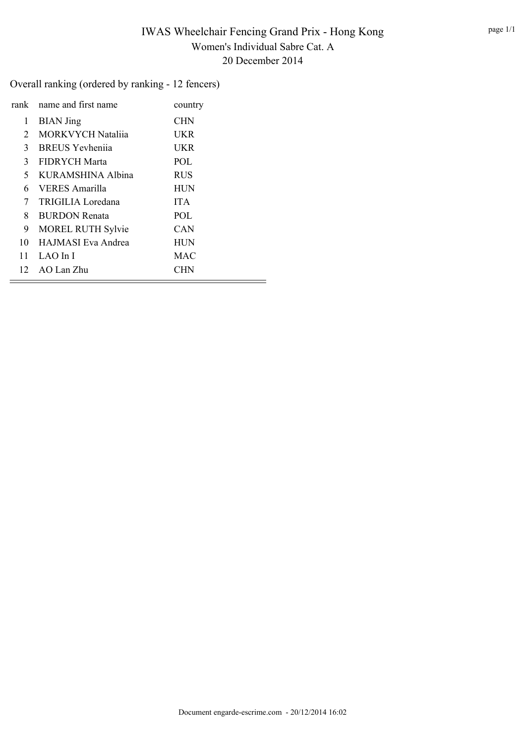# IWAS Wheelchair Fencing Grand Prix - Hong Kong

## Women's Individual Sabre Cat. A

## 20 December 2014

Overall ranking (ordered by ranking - 12 fencers)

| rank | name and first name | country |
|---|---|---|
| 1 | BIAN Jing | CHN |
| 2 | MORKVYCH Nataliia | UKR |
| 3 | BREUS Yevheniia | UKR |
| 3 | FIDRYCH Marta | POL |
| 5 | KURAMSHINA Albina | RUS |
| 6 | VERES Amarilla | HUN |
| 7 | TRIGILIA Loredana | ITA |
| 8 | BURDON Renata | POL |
| 9 | MOREL RUTH Sylvie | CAN |
| 10 | HAJMASI Eva Andrea | HUN |
| 11 | LAO In I | MAC |
| 12 | AO Lan Zhu | CHN |

Document engarde-escrime.com - 20/12/2014 16:02